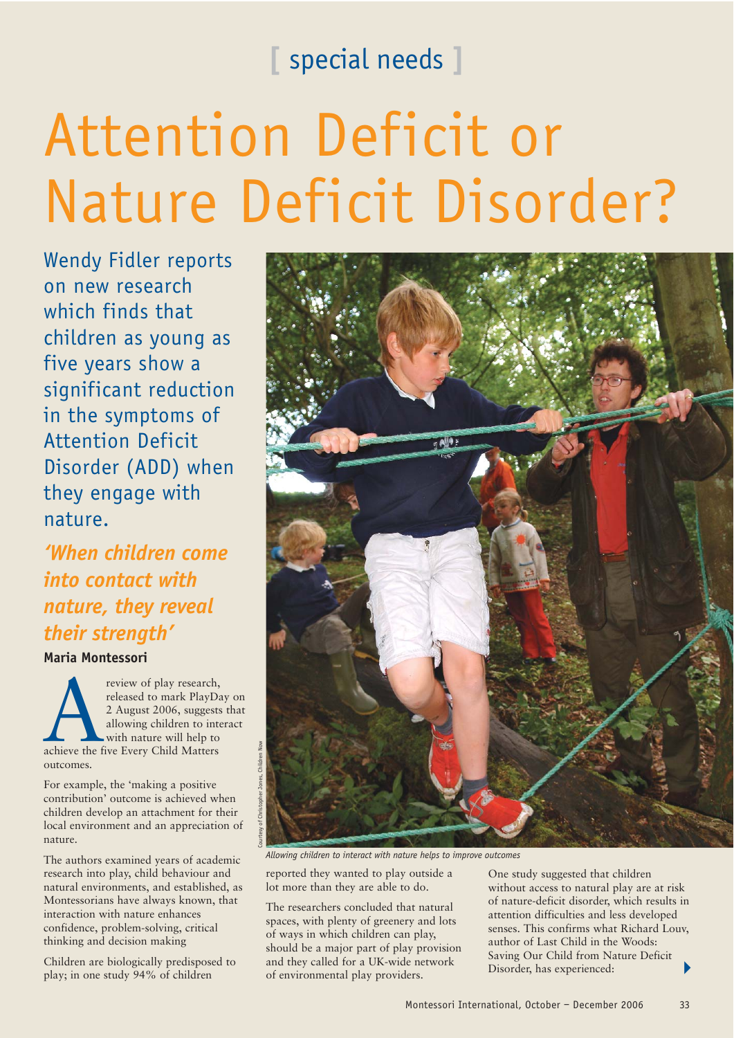[ special needs ]

# Attention Deficit or Nature Deficit Disorder?

Wendy Fidler reports on new research which finds that children as young as five years show a significant reduction in the symptoms of Attention Deficit Disorder (ADD) when they engage with nature.

***'When children come into contact with nature, they reveal their strength'***

**Maria Montessori**

A review of play research, released to mark PlayDay on 2 August 2006, suggests that allowing children to interact with nature will help to achieve the five Every Child Matters outcomes.

For example, the 'making a positive contribution' outcome is achieved when children develop an attachment for their local environment and an appreciation of nature.

The authors examined years of academic research into play, child behaviour and natural environments, and established, as Montessorians have always known, that interaction with nature enhances confidence, problem-solving, critical thinking and decision making

Children are biologically predisposed to play; in one study 94% of children reported they wanted to play outside a lot more than they are able to do.

Courtesy of Christopher Jones, Children Now

*Allowing children to interact with nature helps to improve outcomes*

The researchers concluded that natural spaces, with plenty of greenery and lots of ways in which children can play, should be a major part of play provision and they called for a UK-wide network of environmental play providers.

One study suggested that children without access to natural play are at risk of nature-deficit disorder, which results in attention difficulties and less developed senses. This confirms what Richard Louv, author of Last Child in the Woods: Saving Our Child from Nature Deficit Disorder, has experienced: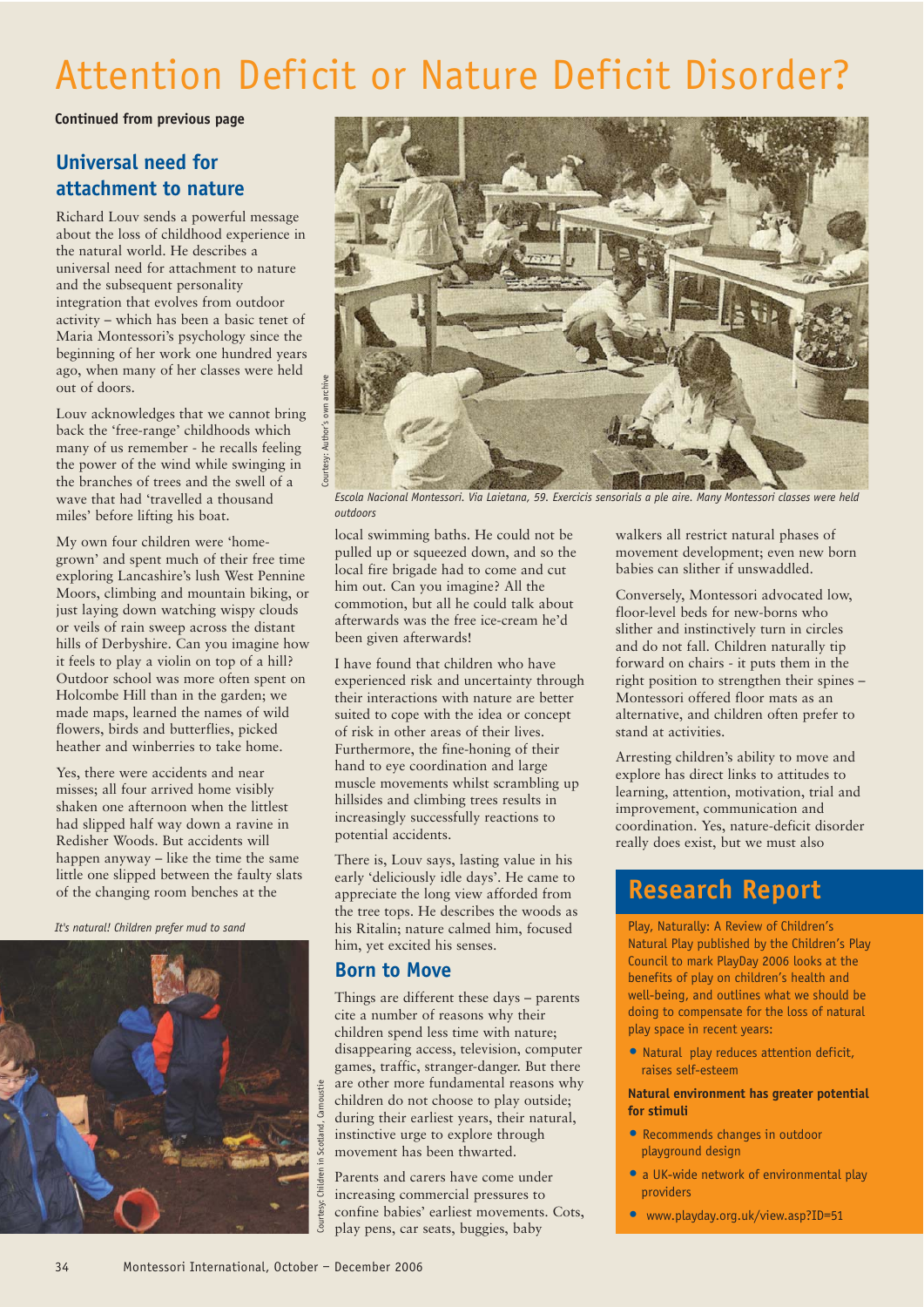# Attention Deficit or Nature Deficit Disorder?

**Continued from previous page**

## Universal need for attachment to nature

Richard Louv sends a powerful message about the loss of childhood experience in the natural world. He describes a universal need for attachment to nature and the subsequent personality integration that evolves from outdoor activity – which has been a basic tenet of Maria Montessori's psychology since the beginning of her work one hundred years ago, when many of her classes were held out of doors.

Louv acknowledges that we cannot bring back the 'free-range' childhoods which many of us remember - he recalls feeling the power of the wind while swinging in the branches of trees and the swell of a wave that had 'travelled a thousand miles' before lifting his boat.

My own four children were 'home-grown' and spent much of their free time exploring Lancashire's lush West Pennine Moors, climbing and mountain biking, or just laying down watching wispy clouds or veils of rain sweep across the distant hills of Derbyshire. Can you imagine how it feels to play a violin on top of a hill? Outdoor school was more often spent on Holcombe Hill than in the garden; we made maps, learned the names of wild flowers, birds and butterflies, picked heather and winberries to take home.

Yes, there were accidents and near misses; all four arrived home visibly shaken one afternoon when the littlest had slipped half way down a ravine in Redisher Woods. But accidents will happen anyway – like the time the same little one slipped between the faulty slats of the changing room benches at the local swimming baths. He could not be pulled up or squeezed down, and so the local fire brigade had to come and cut him out. Can you imagine? All the commotion, but all he could talk about afterwards was the free ice-cream he'd been given afterwards!

*It's natural! Children prefer mud to sand*

Courtesy: Children in Scotland, Carnoustie

Courtesy: Author's own archive

*Escola Nacional Montessori. Via Laietana, 59. Exercicis sensorials a ple aire. Many Montessori classes were held outdoors*

I have found that children who have experienced risk and uncertainty through their interactions with nature are better suited to cope with the idea or concept of risk in other areas of their lives. Furthermore, the fine-honing of their hand to eye coordination and large muscle movements whilst scrambling up hillsides and climbing trees results in increasingly successfully reactions to potential accidents.

There is, Louv says, lasting value in his early 'deliciously idle days'. He came to appreciate the long view afforded from the tree tops. He describes the woods as his Ritalin; nature calmed him, focused him, yet excited his senses.

## Born to Move

Things are different these days – parents cite a number of reasons why their children spend less time with nature; disappearing access, television, computer games, traffic, stranger-danger. But there are other more fundamental reasons why children do not choose to play outside; during their earliest years, their natural, instinctive urge to explore through movement has been thwarted.

Parents and carers have come under increasing commercial pressures to confine babies' earliest movements. Cots, play pens, car seats, buggies, baby walkers all restrict natural phases of movement development; even new born babies can slither if unswaddled.

Conversely, Montessori advocated low, floor-level beds for new-borns who slither and instinctively turn in circles and do not fall. Children naturally tip forward on chairs - it puts them in the right position to strengthen their spines – Montessori offered floor mats as an alternative, and children often prefer to stand at activities.

Arresting children's ability to move and explore has direct links to attitudes to learning, attention, motivation, trial and improvement, communication and coordination. Yes, nature-deficit disorder really does exist, but we must also

## Research Report

Play, Naturally: A Review of Children's Natural Play published by the Children's Play Council to mark PlayDay 2006 looks at the benefits of play on children's health and well-being, and outlines what we should be doing to compensate for the loss of natural play space in recent years:

- Natural play reduces attention deficit, raises self-esteem

**Natural environment has greater potential for stimuli**

- Recommends changes in outdoor playground design
- a UK-wide network of environmental play providers
- www.playday.org.uk/view.asp?ID=51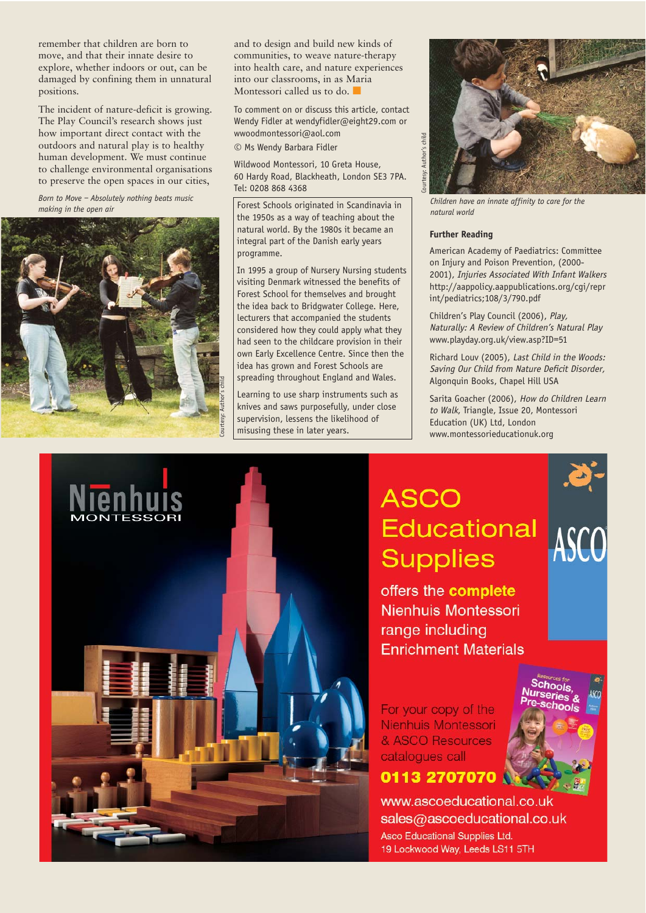remember that children are born to move, and that their innate desire to explore, whether indoors or out, can be damaged by confining them in unnatural positions.

The incident of nature-deficit is growing. The Play Council's research shows just how important direct contact with the outdoors and natural play is to healthy human development. We must continue to challenge environmental organisations to preserve the open spaces in our cities, and to design and build new kinds of communities, to weave nature-therapy into health care, and nature experiences into our classrooms, in as Maria Montessori called us to do.

*Born to Move – Absolutely nothing beats music making in the open air*

Courtesy: Author's child

To comment on or discuss this article, contact Wendy Fidler at wendyfidler@eight29.com or wwoodmontessori@aol.com

© Ms Wendy Barbara Fidler

Wildwood Montessori, 10 Greta House, 60 Hardy Road, Blackheath, London SE3 7PA. Tel: 0208 868 4368

Forest Schools originated in Scandinavia in the 1950s as a way of teaching about the natural world. By the 1980s it became an integral part of the Danish early years programme.

In 1995 a group of Nursery Nursing students visiting Denmark witnessed the benefits of Forest School for themselves and brought the idea back to Bridgwater College. Here, lecturers that accompanied the students considered how they could apply what they had seen to the childcare provision in their own Early Excellence Centre. Since then the idea has grown and Forest Schools are spreading throughout England and Wales.

Learning to use sharp instruments such as knives and saws purposefully, under close supervision, lessens the likelihood of misusing these in later years.

Courtesy: Author's child

*Children have an innate affinity to care for the natural world*

### Further Reading

American Academy of Paediatrics: Committee on Injury and Poison Prevention, (2000-2001), *Injuries Associated With Infant Walkers* http://aappolicy.aappublications.org/cgi/reprint/pediatrics;108/3/790.pdf

Children's Play Council (2006), *Play, Naturally: A Review of Children's Natural Play* www.playday.org.uk/view.asp?ID=51

Richard Louv (2005), *Last Child in the Woods: Saving Our Child from Nature Deficit Disorder,* Algonquin Books, Chapel Hill USA

Sarita Goacher (2006), *How do Children Learn to Walk*, Triangle, Issue 20, Montessori Education (UK) Ltd, London www.montessorieducationuk.org

Nienhuis MONTESSORI

ASCO Educational Supplies

offers the **complete** Nienhuis Montessori range including Enrichment Materials

For your copy of the Nienhuis Montessori & ASCO Resources catalogues call

**0113 2707070**

www.ascoeducational.co.uk
sales@ascoeducational.co.uk
Asco Educational Supplies Ltd.
19 Lockwood Way, Leeds LS11 5TH